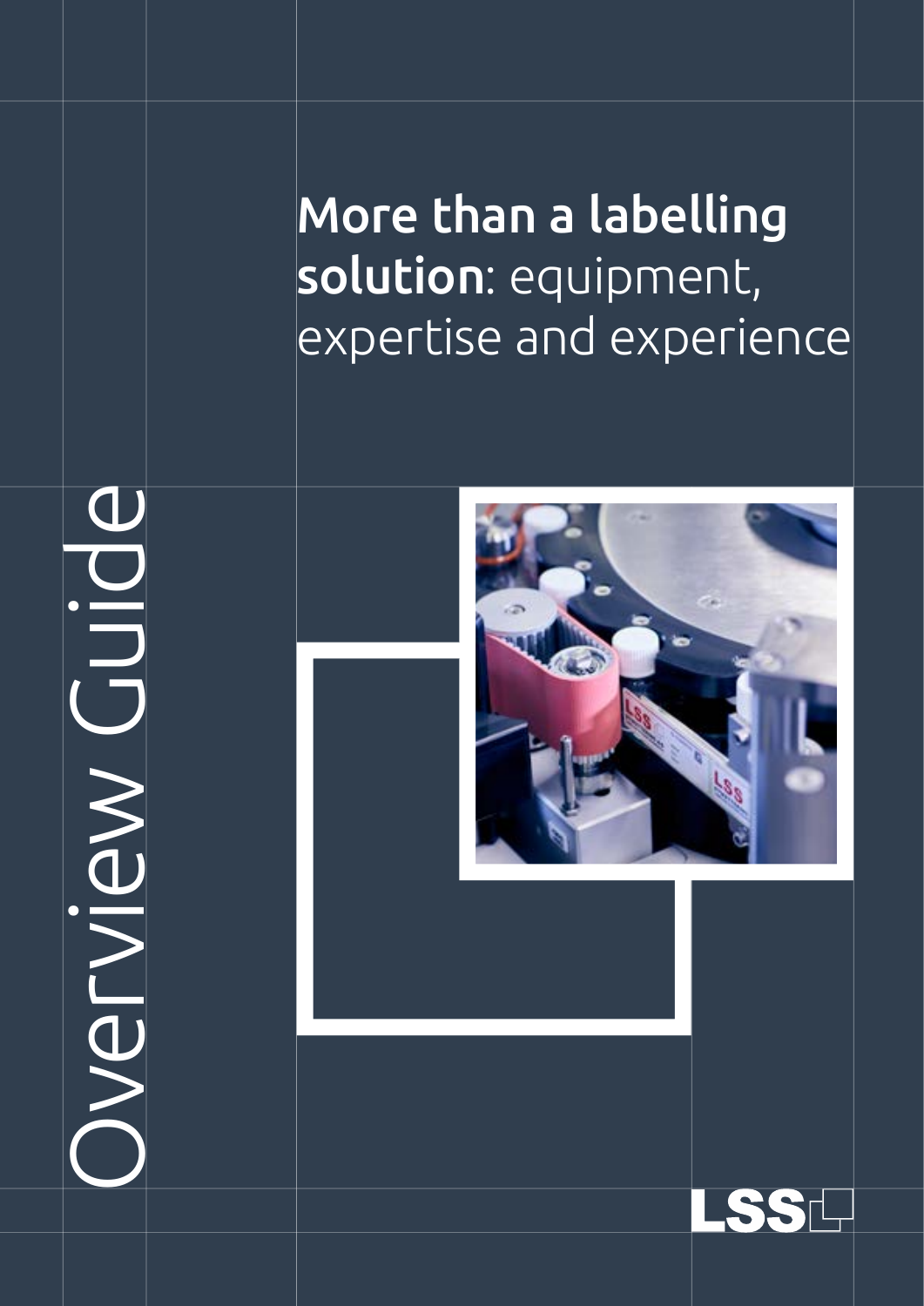# Overview Guide

**More than a labelling solution**: equipment, expertise and experience

LSS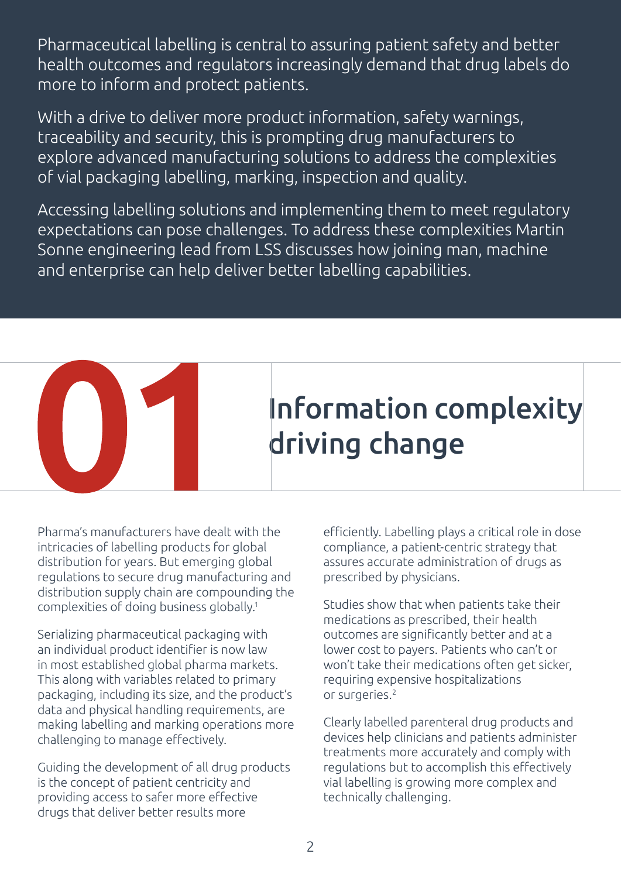Pharmaceutical labelling is central to assuring patient safety and better health outcomes and regulators increasingly demand that drug labels do more to inform and protect patients.

With a drive to deliver more product information, safety warnings, traceability and security, this is prompting drug manufacturers to explore advanced manufacturing solutions to address the complexities of vial packaging labelling, marking, inspection and quality.

Accessing labelling solutions and implementing them to meet regulatory expectations can pose challenges. To address these complexities Martin Sonne engineering lead from LSS discusses how joining man, machine and enterprise can help deliver better labelling capabilities.

# 01 Information complexity driving change

Pharma's manufacturers have dealt with the intricacies of labelling products for global distribution for years. But emerging global regulations to secure drug manufacturing and distribution supply chain are compounding the complexities of doing business globally.[1]

Serializing pharmaceutical packaging with an individual product identifier is now law in most established global pharma markets. This along with variables related to primary packaging, including its size, and the product's data and physical handling requirements, are making labelling and marking operations more challenging to manage effectively.

Guiding the development of all drug products is the concept of patient centricity and providing access to safer more effective drugs that deliver better results more efficiently. Labelling plays a critical role in dose compliance, a patient-centric strategy that assures accurate administration of drugs as prescribed by physicians.

Studies show that when patients take their medications as prescribed, their health outcomes are significantly better and at a lower cost to payers. Patients who can't or won't take their medications often get sicker, requiring expensive hospitalizations or surgeries.[2]

Clearly labelled parenteral drug products and devices help clinicians and patients administer treatments more accurately and comply with regulations but to accomplish this effectively vial labelling is growing more complex and technically challenging.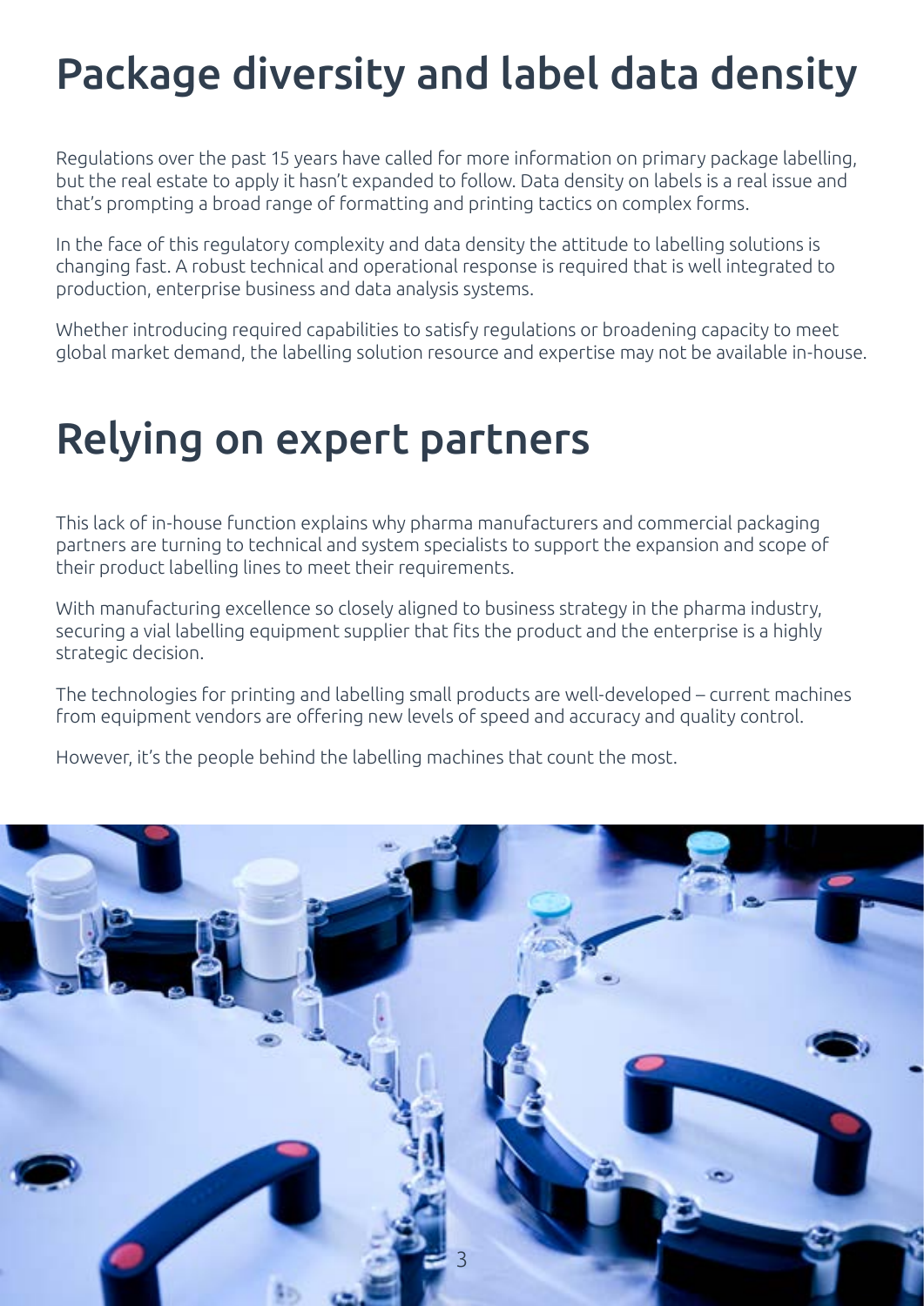# Package diversity and label data density

Regulations over the past 15 years have called for more information on primary package labelling, but the real estate to apply it hasn't expanded to follow. Data density on labels is a real issue and that's prompting a broad range of formatting and printing tactics on complex forms.

In the face of this regulatory complexity and data density the attitude to labelling solutions is changing fast. A robust technical and operational response is required that is well integrated to production, enterprise business and data analysis systems.

Whether introducing required capabilities to satisfy regulations or broadening capacity to meet global market demand, the labelling solution resource and expertise may not be available in-house.

# Relying on expert partners

This lack of in-house function explains why pharma manufacturers and commercial packaging partners are turning to technical and system specialists to support the expansion and scope of their product labelling lines to meet their requirements.

With manufacturing excellence so closely aligned to business strategy in the pharma industry, securing a vial labelling equipment supplier that fits the product and the enterprise is a highly strategic decision.

The technologies for printing and labelling small products are well-developed – current machines from equipment vendors are offering new levels of speed and accuracy and quality control.

However, it's the people behind the labelling machines that count the most.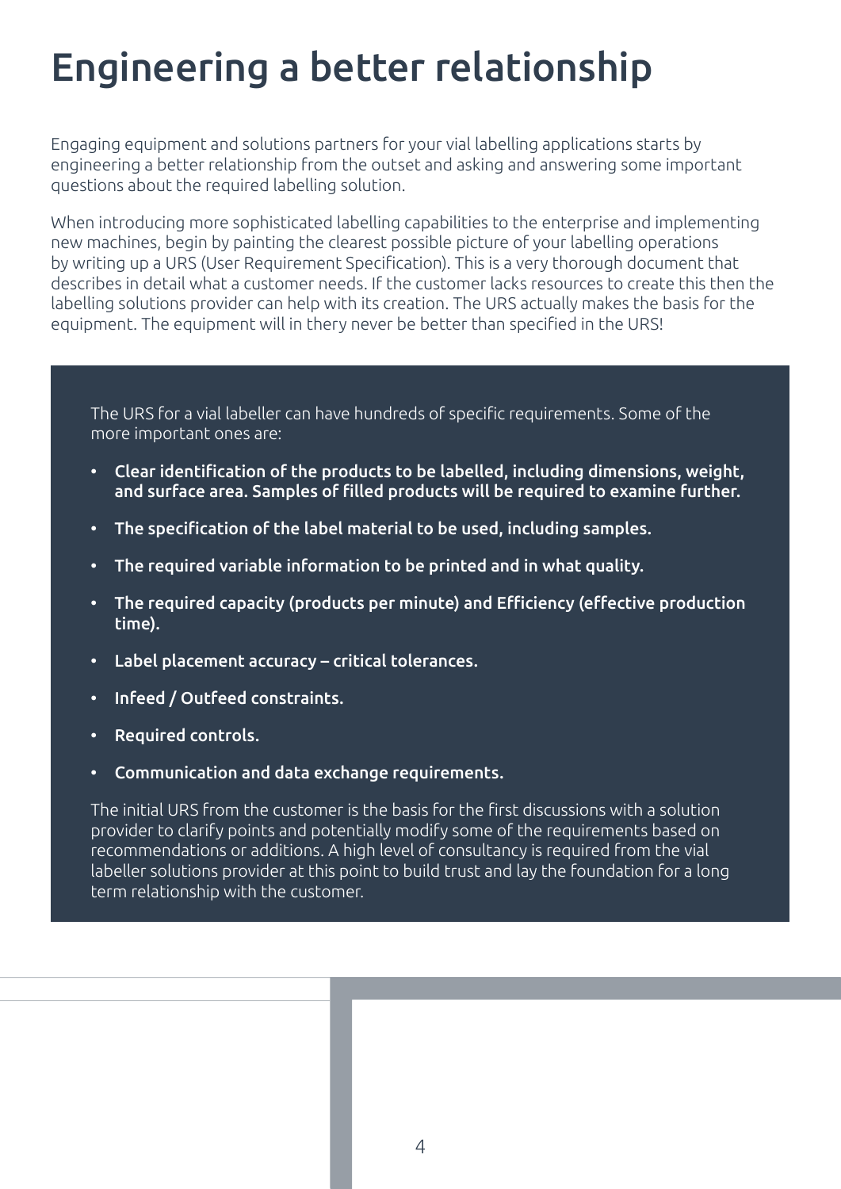# Engineering a better relationship

Engaging equipment and solutions partners for your vial labelling applications starts by engineering a better relationship from the outset and asking and answering some important questions about the required labelling solution.

When introducing more sophisticated labelling capabilities to the enterprise and implementing new machines, begin by painting the clearest possible picture of your labelling operations by writing up a URS (User Requirement Specification). This is a very thorough document that describes in detail what a customer needs. If the customer lacks resources to create this then the labelling solutions provider can help with its creation. The URS actually makes the basis for the equipment. The equipment will in thery never be better than specified in the URS!

The URS for a vial labeller can have hundreds of specific requirements. Some of the more important ones are:

- **Clear identification of the products to be labelled, including dimensions, weight, and surface area. Samples of filled products will be required to examine further.**
- **The specification of the label material to be used, including samples.**
- **The required variable information to be printed and in what quality.**
- **The required capacity (products per minute) and Efficiency (effective production time).**
- **Label placement accuracy – critical tolerances.**
- **Infeed / Outfeed constraints.**
- **Required controls.**
- **Communication and data exchange requirements.**

The initial URS from the customer is the basis for the first discussions with a solution provider to clarify points and potentially modify some of the requirements based on recommendations or additions. A high level of consultancy is required from the vial labeller solutions provider at this point to build trust and lay the foundation for a long term relationship with the customer.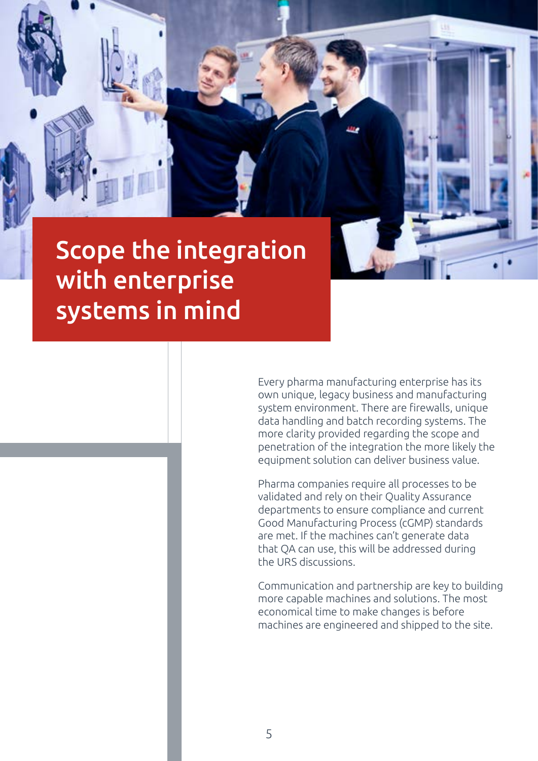# Scope the integration with enterprise systems in mind

Every pharma manufacturing enterprise has its own unique, legacy business and manufacturing system environment. There are firewalls, unique data handling and batch recording systems. The more clarity provided regarding the scope and penetration of the integration the more likely the equipment solution can deliver business value.

Pharma companies require all processes to be validated and rely on their Quality Assurance departments to ensure compliance and current Good Manufacturing Process (cGMP) standards are met. If the machines can't generate data that QA can use, this will be addressed during the URS discussions.

Communication and partnership are key to building more capable machines and solutions. The most economical time to make changes is before machines are engineered and shipped to the site.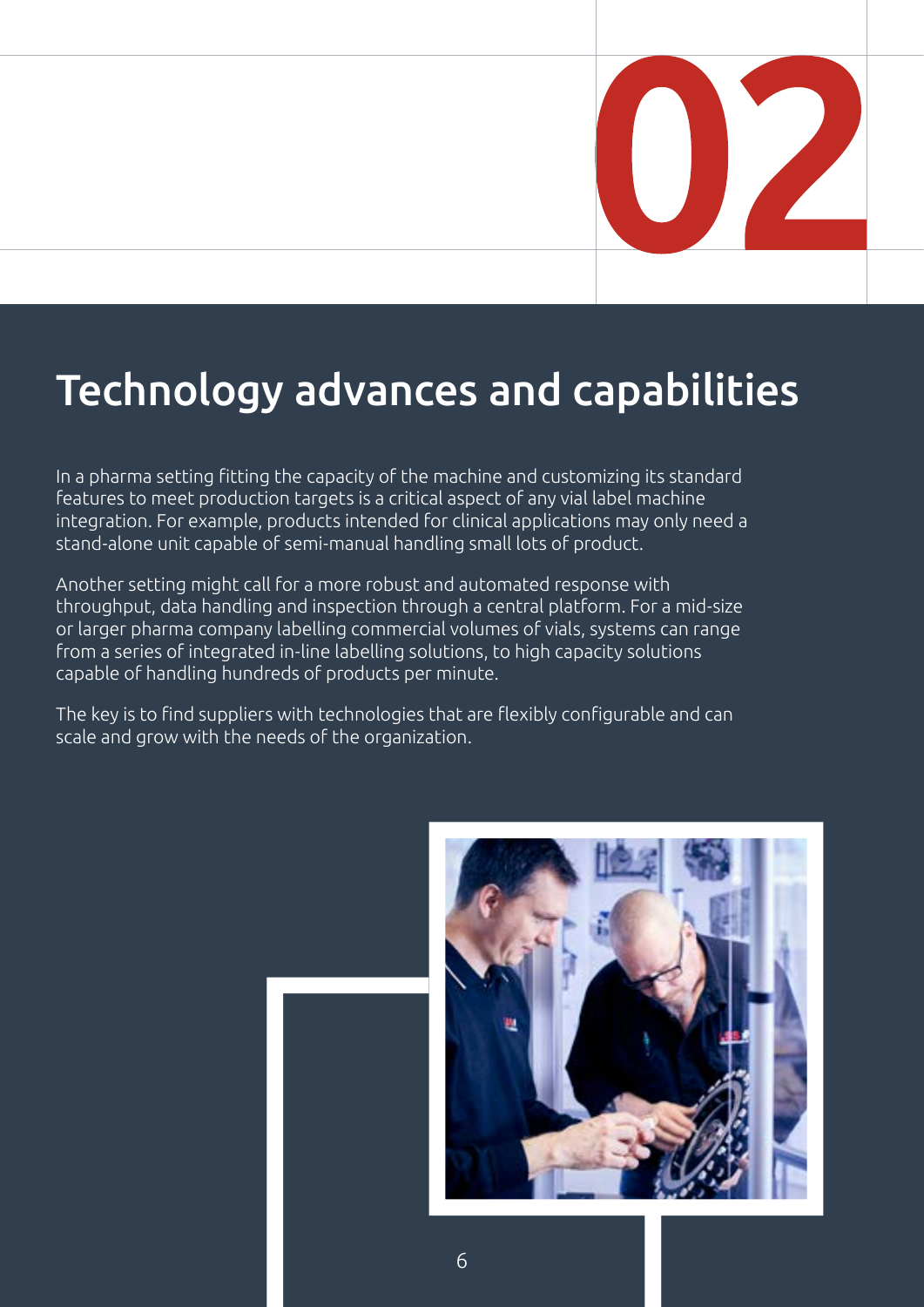02

# Technology advances and capabilities

In a pharma setting fitting the capacity of the machine and customizing its standard features to meet production targets is a critical aspect of any vial label machine integration. For example, products intended for clinical applications may only need a stand-alone unit capable of semi-manual handling small lots of product.

Another setting might call for a more robust and automated response with throughput, data handling and inspection through a central platform. For a mid-size or larger pharma company labelling commercial volumes of vials, systems can range from a series of integrated in-line labelling solutions, to high capacity solutions capable of handling hundreds of products per minute.

The key is to find suppliers with technologies that are flexibly configurable and can scale and grow with the needs of the organization.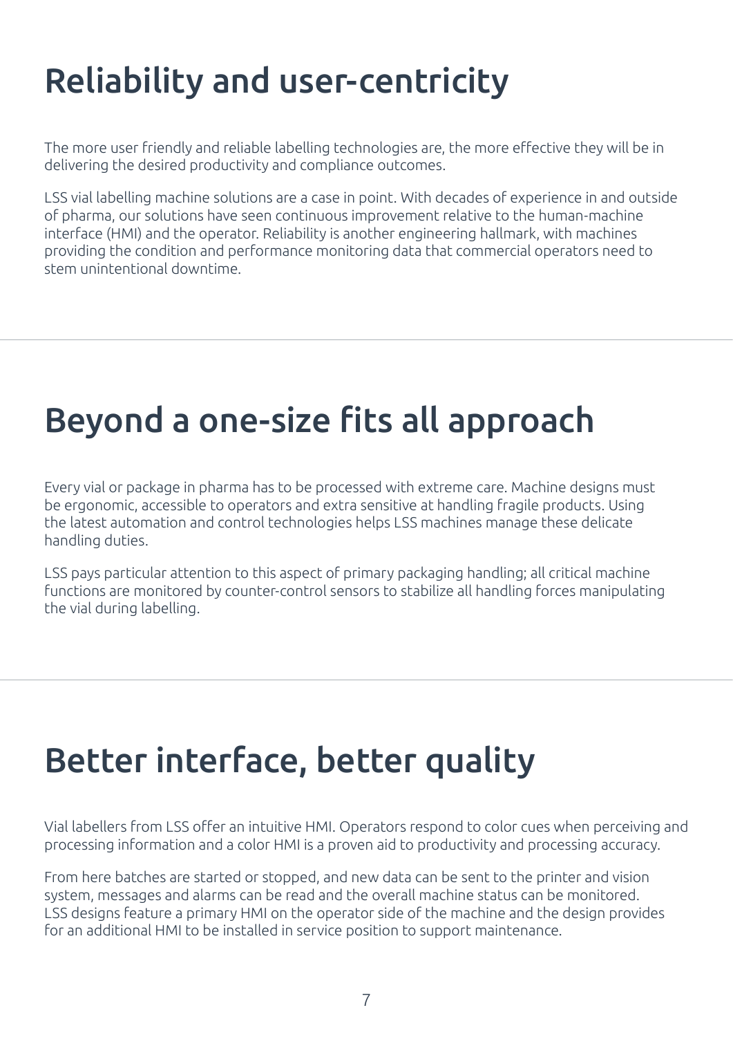# Reliability and user-centricity

The more user friendly and reliable labelling technologies are, the more effective they will be in delivering the desired productivity and compliance outcomes.

LSS vial labelling machine solutions are a case in point. With decades of experience in and outside of pharma, our solutions have seen continuous improvement relative to the human-machine interface (HMI) and the operator. Reliability is another engineering hallmark, with machines providing the condition and performance monitoring data that commercial operators need to stem unintentional downtime.

---

# Beyond a one-size fits all approach

Every vial or package in pharma has to be processed with extreme care. Machine designs must be ergonomic, accessible to operators and extra sensitive at handling fragile products. Using the latest automation and control technologies helps LSS machines manage these delicate handling duties.

LSS pays particular attention to this aspect of primary packaging handling; all critical machine functions are monitored by counter-control sensors to stabilize all handling forces manipulating the vial during labelling.

---

# Better interface, better quality

Vial labellers from LSS offer an intuitive HMI. Operators respond to color cues when perceiving and processing information and a color HMI is a proven aid to productivity and processing accuracy.

From here batches are started or stopped, and new data can be sent to the printer and vision system, messages and alarms can be read and the overall machine status can be monitored. LSS designs feature a primary HMI on the operator side of the machine and the design provides for an additional HMI to be installed in service position to support maintenance.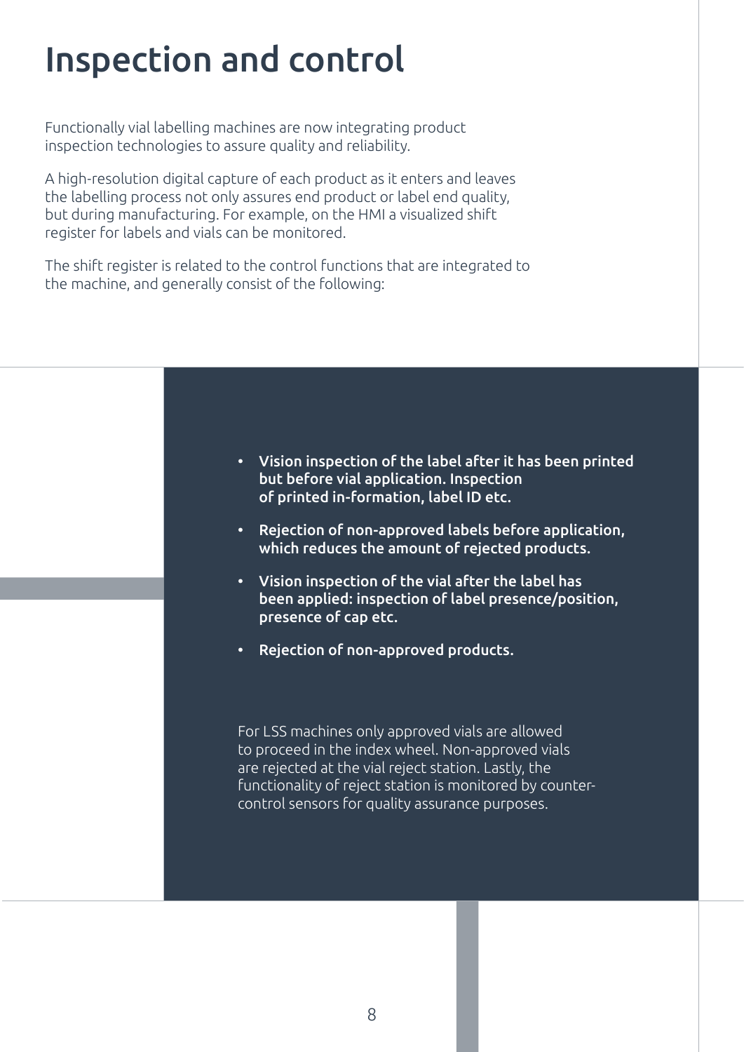# Inspection and control

Functionally vial labelling machines are now integrating product inspection technologies to assure quality and reliability.

A high-resolution digital capture of each product as it enters and leaves the labelling process not only assures end product or label end quality, but during manufacturing. For example, on the HMI a visualized shift register for labels and vials can be monitored.

The shift register is related to the control functions that are integrated to the machine, and generally consist of the following:

- **Vision inspection of the label after it has been printed but before vial application. Inspection of printed in-formation, label ID etc.**
- **Rejection of non-approved labels before application, which reduces the amount of rejected products.**
- **Vision inspection of the vial after the label has been applied: inspection of label presence/position, presence of cap etc.**
- **Rejection of non-approved products.**

For LSS machines only approved vials are allowed to proceed in the index wheel. Non-approved vials are rejected at the vial reject station. Lastly, the functionality of reject station is monitored by counter-control sensors for quality assurance purposes.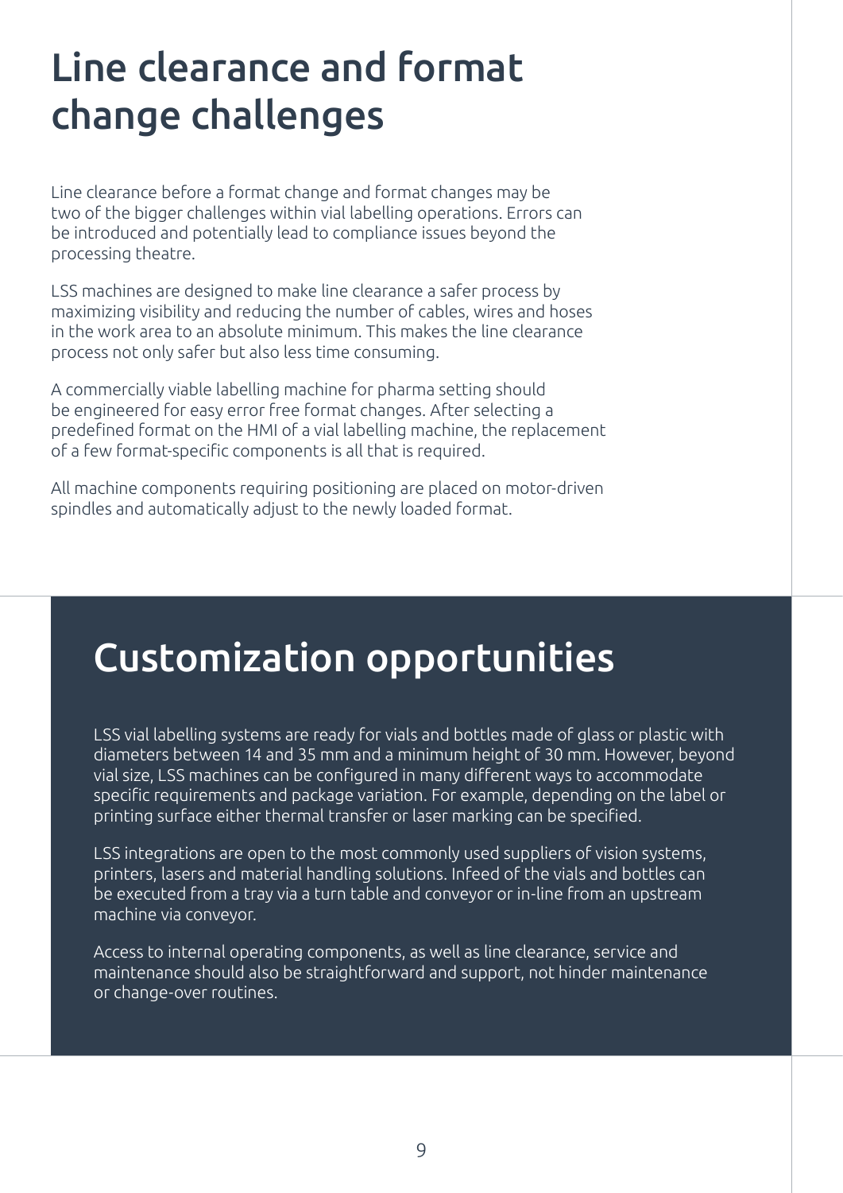# Line clearance and format change challenges

Line clearance before a format change and format changes may be two of the bigger challenges within vial labelling operations. Errors can be introduced and potentially lead to compliance issues beyond the processing theatre.

LSS machines are designed to make line clearance a safer process by maximizing visibility and reducing the number of cables, wires and hoses in the work area to an absolute minimum. This makes the line clearance process not only safer but also less time consuming.

A commercially viable labelling machine for pharma setting should be engineered for easy error free format changes. After selecting a predefined format on the HMI of a vial labelling machine, the replacement of a few format-specific components is all that is required.

All machine components requiring positioning are placed on motor-driven spindles and automatically adjust to the newly loaded format.

# Customization opportunities

LSS vial labelling systems are ready for vials and bottles made of glass or plastic with diameters between 14 and 35 mm and a minimum height of 30 mm. However, beyond vial size, LSS machines can be configured in many different ways to accommodate specific requirements and package variation. For example, depending on the label or printing surface either thermal transfer or laser marking can be specified.

LSS integrations are open to the most commonly used suppliers of vision systems, printers, lasers and material handling solutions. Infeed of the vials and bottles can be executed from a tray via a turn table and conveyor or in-line from an upstream machine via conveyor.

Access to internal operating components, as well as line clearance, service and maintenance should also be straightforward and support, not hinder maintenance or change-over routines.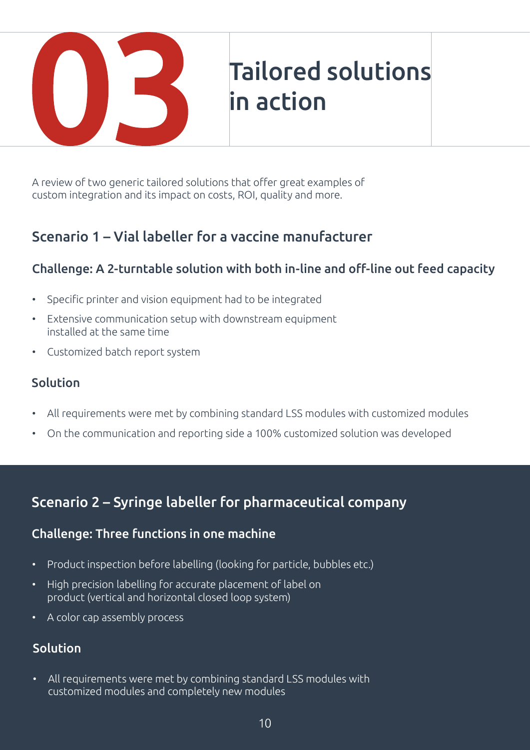# 03 Tailored solutions in action

A review of two generic tailored solutions that offer great examples of custom integration and its impact on costs, ROI, quality and more.

## Scenario 1 – Vial labeller for a vaccine manufacturer

### Challenge: A 2-turntable solution with both in-line and off-line out feed capacity

- Specific printer and vision equipment had to be integrated
- Extensive communication setup with downstream equipment installed at the same time
- Customized batch report system

### Solution

- All requirements were met by combining standard LSS modules with customized modules
- On the communication and reporting side a 100% customized solution was developed

## Scenario 2 – Syringe labeller for pharmaceutical company

### Challenge: Three functions in one machine

- Product inspection before labelling (looking for particle, bubbles etc.)
- High precision labelling for accurate placement of label on product (vertical and horizontal closed loop system)
- A color cap assembly process

### Solution

- All requirements were met by combining standard LSS modules with customized modules and completely new modules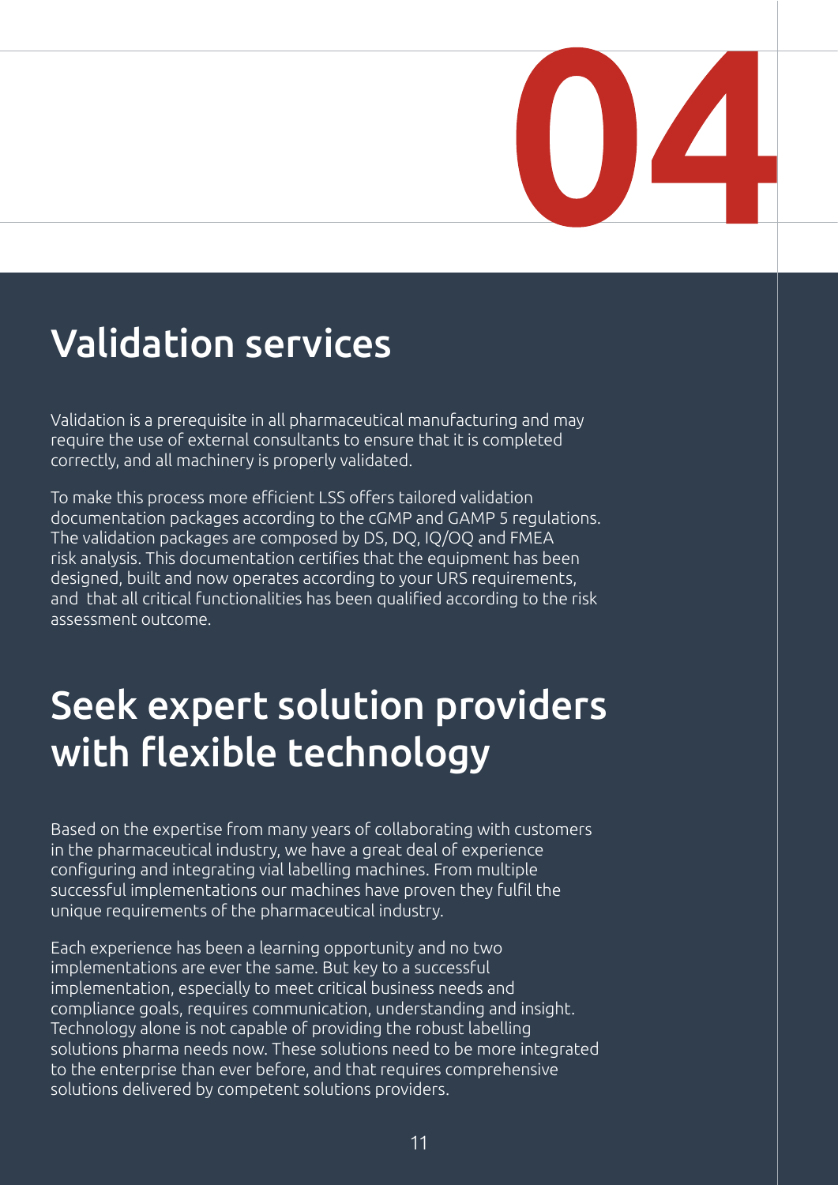04

# Validation services

Validation is a prerequisite in all pharmaceutical manufacturing and may require the use of external consultants to ensure that it is completed correctly, and all machinery is properly validated.

To make this process more efficient LSS offers tailored validation documentation packages according to the cGMP and GAMP 5 regulations. The validation packages are composed by DS, DQ, IQ/OQ and FMEA risk analysis. This documentation certifies that the equipment has been designed, built and now operates according to your URS requirements, and that all critical functionalities has been qualified according to the risk assessment outcome.

# Seek expert solution providers with flexible technology

Based on the expertise from many years of collaborating with customers in the pharmaceutical industry, we have a great deal of experience configuring and integrating vial labelling machines. From multiple successful implementations our machines have proven they fulfil the unique requirements of the pharmaceutical industry.

Each experience has been a learning opportunity and no two implementations are ever the same. But key to a successful implementation, especially to meet critical business needs and compliance goals, requires communication, understanding and insight. Technology alone is not capable of providing the robust labelling solutions pharma needs now. These solutions need to be more integrated to the enterprise than ever before, and that requires comprehensive solutions delivered by competent solutions providers.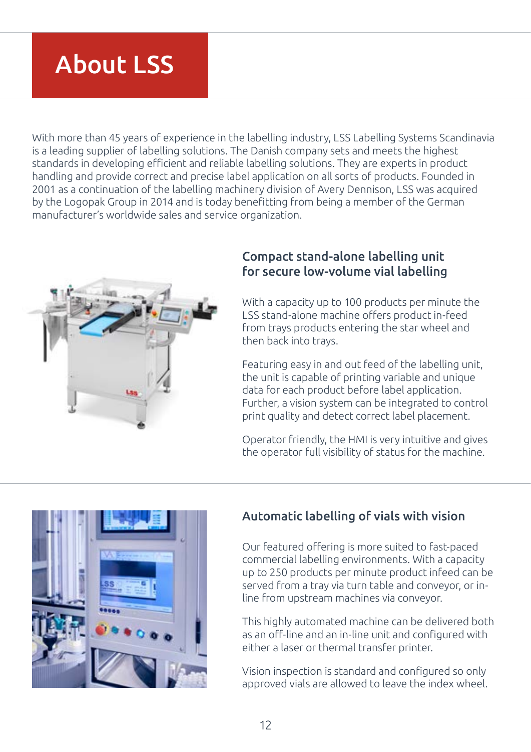# About LSS

With more than 45 years of experience in the labelling industry, LSS Labelling Systems Scandinavia is a leading supplier of labelling solutions. The Danish company sets and meets the highest standards in developing efficient and reliable labelling solutions. They are experts in product handling and provide correct and precise label application on all sorts of products. Founded in 2001 as a continuation of the labelling machinery division of Avery Dennison, LSS was acquired by the Logopak Group in 2014 and is today benefitting from being a member of the German manufacturer's worldwide sales and service organization.

## Compact stand-alone labelling unit for secure low-volume vial labelling

With a capacity up to 100 products per minute the LSS stand-alone machine offers product in-feed from trays products entering the star wheel and then back into trays.

Featuring easy in and out feed of the labelling unit, the unit is capable of printing variable and unique data for each product before label application. Further, a vision system can be integrated to control print quality and detect correct label placement.

Operator friendly, the HMI is very intuitive and gives the operator full visibility of status for the machine.

## Automatic labelling of vials with vision

Our featured offering is more suited to fast-paced commercial labelling environments. With a capacity up to 250 products per minute product infeed can be served from a tray via turn table and conveyor, or in-line from upstream machines via conveyor.

This highly automated machine can be delivered both as an off-line and an in-line unit and configured with either a laser or thermal transfer printer.

Vision inspection is standard and configured so only approved vials are allowed to leave the index wheel.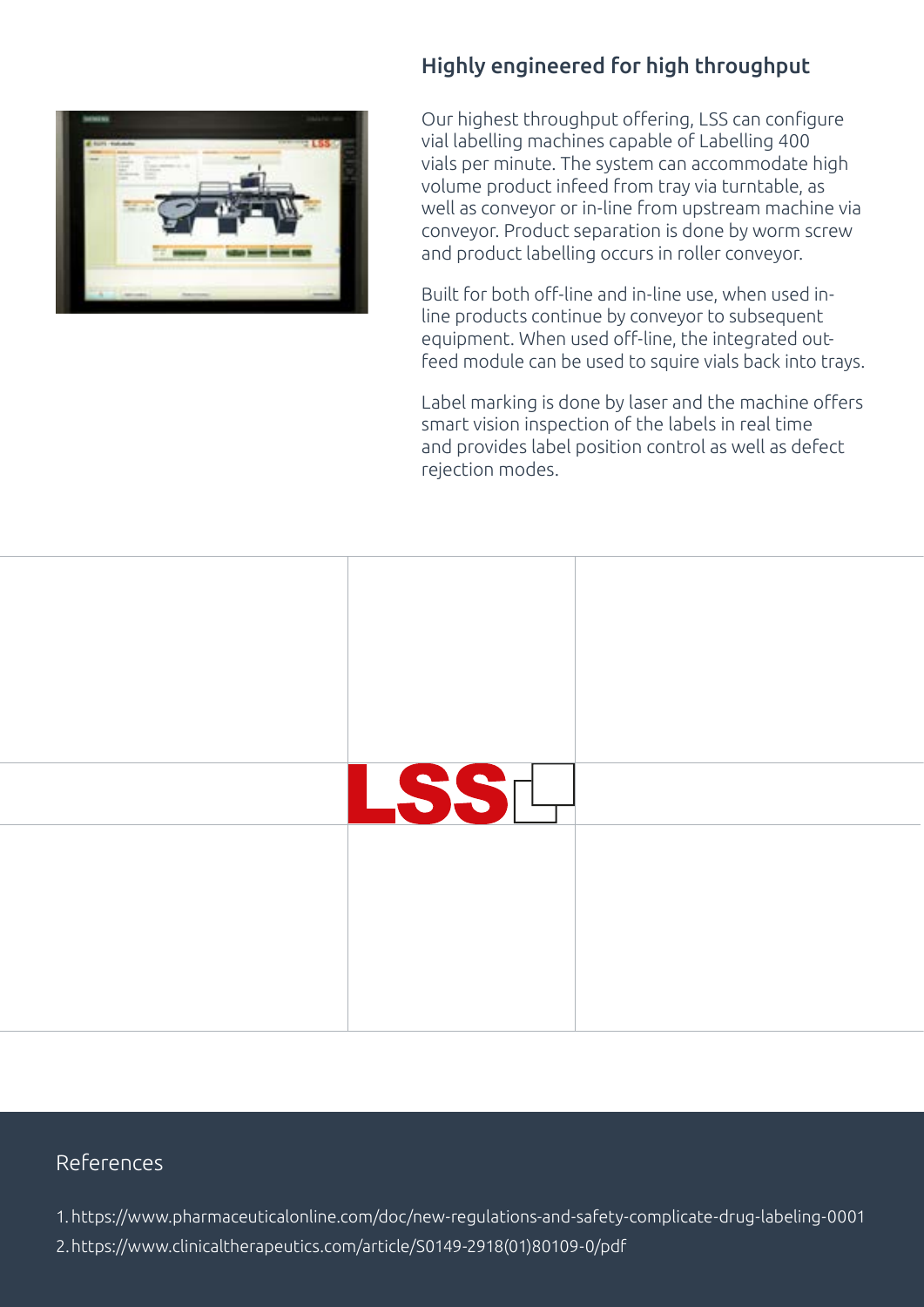## Highly engineered for high throughput

Our highest throughput offering, LSS can configure vial labelling machines capable of Labelling 400 vials per minute. The system can accommodate high volume product infeed from tray via turntable, as well as conveyor or in-line from upstream machine via conveyor. Product separation is done by worm screw and product labelling occurs in roller conveyor.

Built for both off-line and in-line use, when used in-line products continue by conveyor to subsequent equipment. When used off-line, the integrated out-feed module can be used to squire vials back into trays.

Label marking is done by laser and the machine offers smart vision inspection of the labels in real time and provides label position control as well as defect rejection modes.

LSS

## References

1. https://www.pharmaceuticalonline.com/doc/new-regulations-and-safety-complicate-drug-labeling-0001
2. https://www.clinicaltherapeutics.com/article/S0149-2918(01)80109-0/pdf